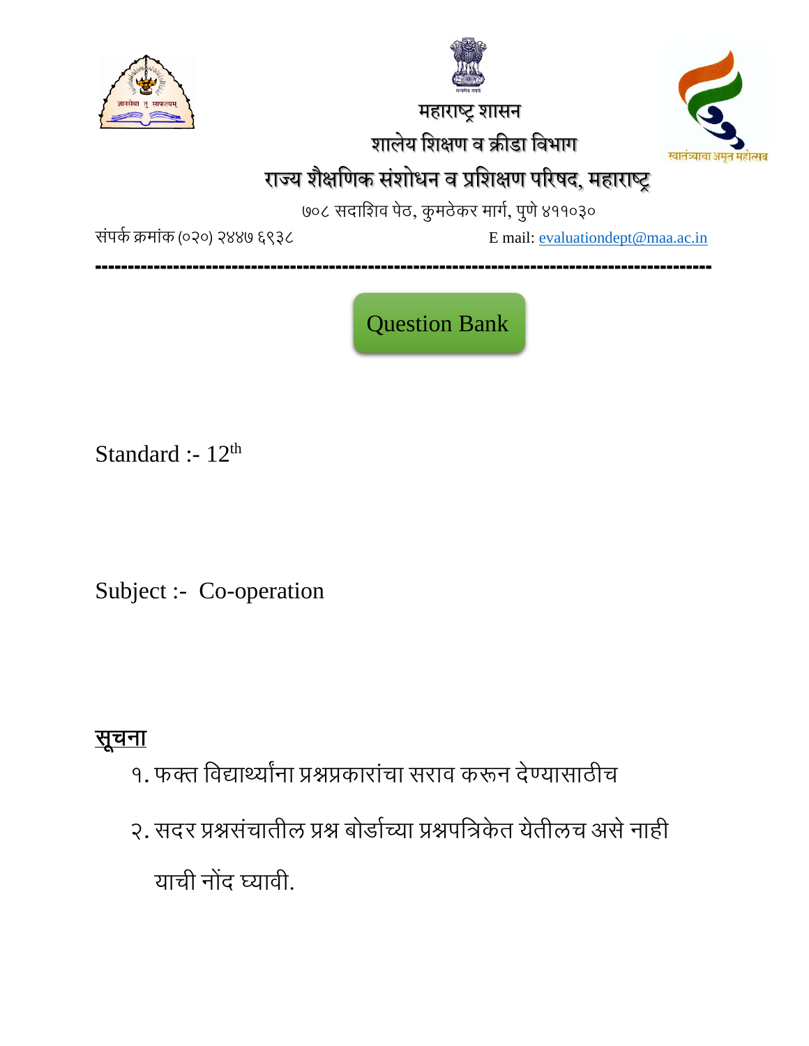# महाराष्ट्र शासन

## शालेय शिक्षण व क्रीडा विभाग

## राज्य शैक्षणिक संशोधन व प्रशिक्षण परिषद, महाराष्ट्र

७०८ सदाशिव पेठ, कुमठेकर मार्ग, पुणे ४११०३०

संपर्क क्रमांक (०२०) २४४७ ६९३८ E mail: evaluationdept@maa.ac.in

---

**Question Bank**

Standard :- 12th

Subject :- Co-operation

**सूचना**

१. फक्त विद्यार्थ्यांना प्रश्नप्रकारांचा सराव करून देण्यासाठीच

२. सदर प्रश्नसंचातील प्रश्न बोर्डाच्या प्रश्नपत्रिकेत येतीलच असे नाही याची नोंद घ्यावी.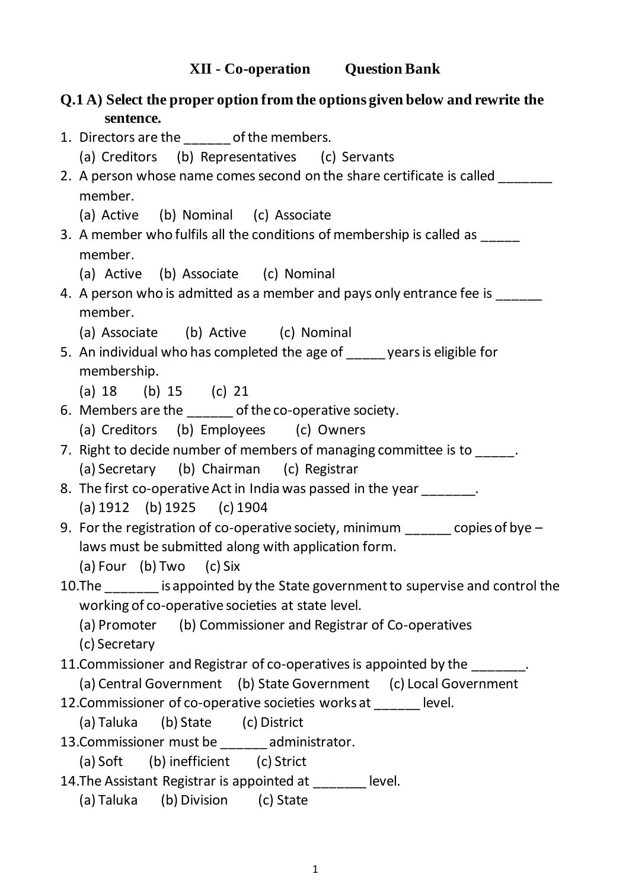# XII - Co-operation Question Bank

**Q.1 A) Select the proper option from the options given below and rewrite the sentence.**

1. Directors are the ______ of the members.
   (a) Creditors (b) Representatives (c) Servants
2. A person whose name comes second on the share certificate is called _______ member.
   (a) Active (b) Nominal (c) Associate
3. A member who fulfils all the conditions of membership is called as _____ member.
   (a) Active (b) Associate (c) Nominal
4. A person who is admitted as a member and pays only entrance fee is ______ member.
   (a) Associate (b) Active (c) Nominal
5. An individual who has completed the age of _____ years is eligible for membership.
   (a) 18 (b) 15 (c) 21
6. Members are the ______ of the co-operative society.
   (a) Creditors (b) Employees (c) Owners
7. Right to decide number of members of managing committee is to _____.
   (a) Secretary (b) Chairman (c) Registrar
8. The first co-operative Act in India was passed in the year _______.
   (a) 1912 (b) 1925 (c) 1904
9. For the registration of co-operative society, minimum ______ copies of bye – laws must be submitted along with application form.
   (a) Four (b) Two (c) Six
10. The _______ is appointed by the State government to supervise and control the working of co-operative societies at state level.
    (a) Promoter (b) Commissioner and Registrar of Co-operatives
    (c) Secretary
11. Commissioner and Registrar of co-operatives is appointed by the _______.
    (a) Central Government (b) State Government (c) Local Government
12. Commissioner of co-operative societies works at ______ level.
    (a) Taluka (b) State (c) District
13. Commissioner must be ______ administrator.
    (a) Soft (b) inefficient (c) Strict
14. The Assistant Registrar is appointed at _______ level.
    (a) Taluka (b) Division (c) State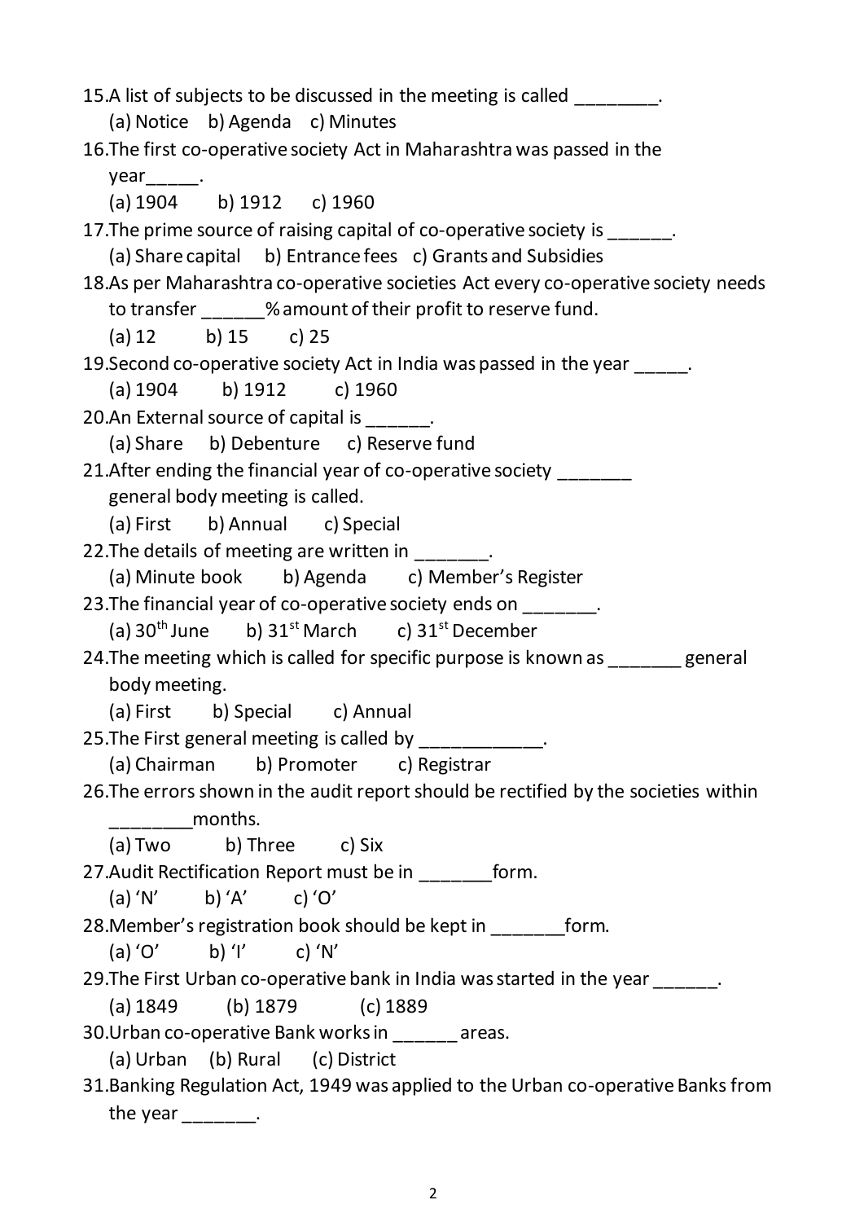15.A list of subjects to be discussed in the meeting is called ________.

(a) Notice b) Agenda c) Minutes

16.The first co-operative society Act in Maharashtra was passed in the year_____.

(a) 1904 b) 1912 c) 1960

17.The prime source of raising capital of co-operative society is ______.

(a) Share capital b) Entrance fees c) Grants and Subsidies

18.As per Maharashtra co-operative societies Act every co-operative society needs to transfer ______% amount of their profit to reserve fund.

(a) 12 b) 15 c) 25

19.Second co-operative society Act in India was passed in the year _____.

(a) 1904 b) 1912 c) 1960

20.An External source of capital is ______.

(a) Share b) Debenture c) Reserve fund

21.After ending the financial year of co-operative society _______ general body meeting is called.

(a) First b) Annual c) Special

22.The details of meeting are written in _______.

(a) Minute book b) Agenda c) Member's Register

23.The financial year of co-operative society ends on _______.

(a) 30th June b) 31st March c) 31st December

24.The meeting which is called for specific purpose is known as _______ general body meeting.

(a) First b) Special c) Annual

25.The First general meeting is called by ____________.

(a) Chairman b) Promoter c) Registrar

26.The errors shown in the audit report should be rectified by the societies within ________months.

(a) Two b) Three c) Six

27.Audit Rectification Report must be in _______form.

(a) 'N' b) 'A' c) 'O'

28.Member's registration book should be kept in _______form.

(a) 'O' b) 'I' c) 'N'

29.The First Urban co-operative bank in India was started in the year ______.

(a) 1849 (b) 1879 (c) 1889

30.Urban co-operative Bank works in ______ areas.

(a) Urban (b) Rural (c) District

31.Banking Regulation Act, 1949 was applied to the Urban co-operative Banks from the year _______.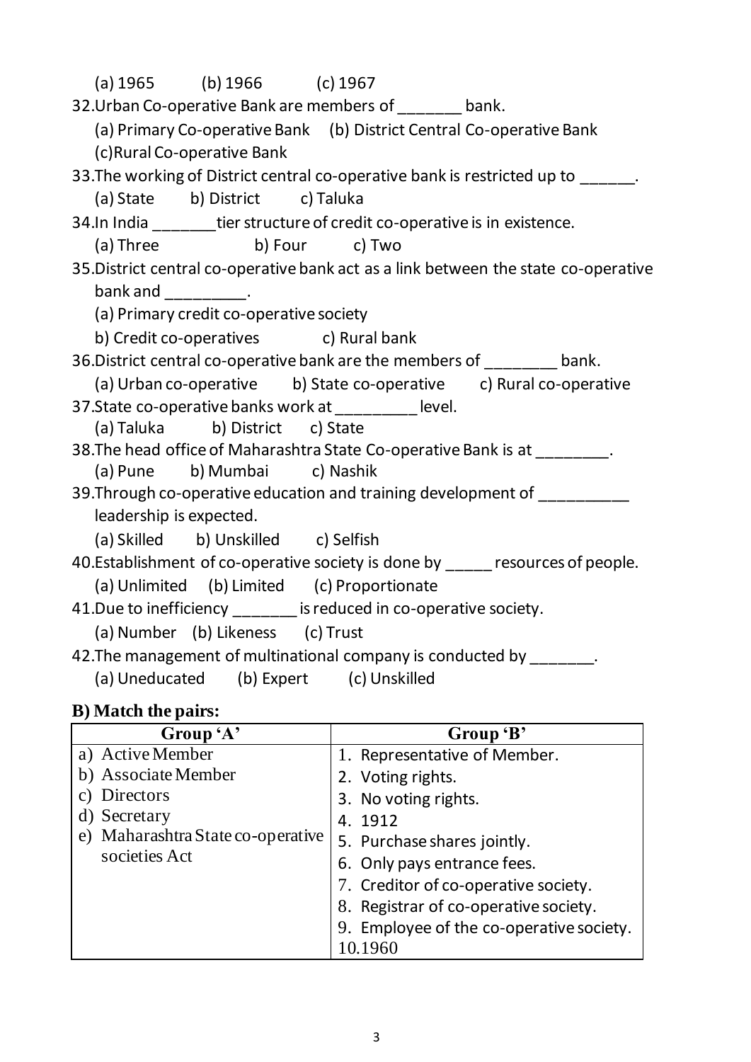(a) 1965 (b) 1966 (c) 1967

32.Urban Co-operative Bank are members of _______ bank.

(a) Primary Co-operative Bank (b) District Central Co-operative Bank
(c)Rural Co-operative Bank

33.The working of District central co-operative bank is restricted up to ______.

(a) State b) District c) Taluka

34.In India _______tier structure of credit co-operative is in existence.

(a) Three b) Four c) Two

35.District central co-operative bank act as a link between the state co-operative bank and _________.

(a) Primary credit co-operative society
b) Credit co-operatives c) Rural bank

36.District central co-operative bank are the members of ________ bank.

(a) Urban co-operative b) State co-operative c) Rural co-operative

37.State co-operative banks work at _________ level.

(a) Taluka b) District c) State

38.The head office of Maharashtra State Co-operative Bank is at ________.

(a) Pune b) Mumbai c) Nashik

39.Through co-operative education and training development of __________ leadership is expected.

(a) Skilled b) Unskilled c) Selfish

40.Establishment of co-operative society is done by _____ resources of people.

(a) Unlimited (b) Limited (c) Proportionate

41.Due to inefficiency _______ is reduced in co-operative society.

(a) Number (b) Likeness (c) Trust

42.The management of multinational company is conducted by _______.

(a) Uneducated (b) Expert (c) Unskilled

**B) Match the pairs:**

| Group 'A' | Group 'B' |
|---|---|
| a) Active Member | 1. Representative of Member. |
| b) Associate Member | 2. Voting rights. |
| c) Directors | 3. No voting rights. |
| d) Secretary | 4. 1912 |
| e) Maharashtra State co-operative societies Act | 5. Purchase shares jointly. |
| | 6. Only pays entrance fees. |
| | 7. Creditor of co-operative society. |
| | 8. Registrar of co-operative society. |
| | 9. Employee of the co-operative society. |
| | 10.1960 |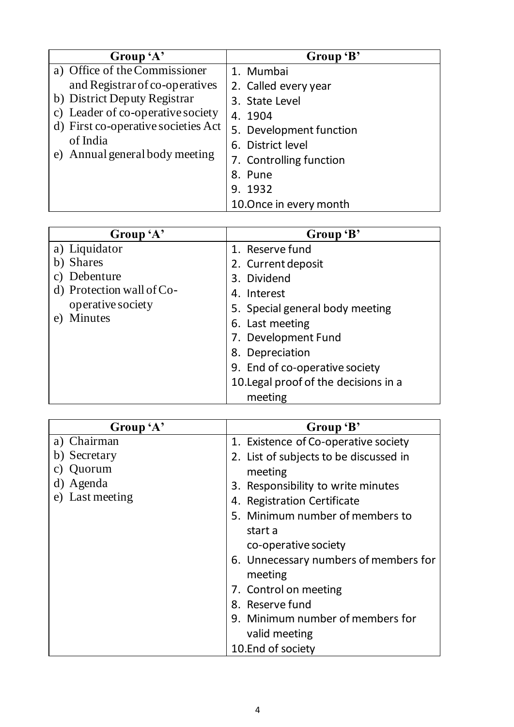| Group 'A' | Group 'B' |
| --- | --- |
| a) Office of the Commissioner and Registrar of co-operatives<br>b) District Deputy Registrar<br>c) Leader of co-operative society<br>d) First co-operative societies Act of India<br>e) Annual general body meeting | 1. Mumbai<br>2. Called every year<br>3. State Level<br>4. 1904<br>5. Development function<br>6. District level<br>7. Controlling function<br>8. Pune<br>9. 1932<br>10. Once in every month |

| Group 'A' | Group 'B' |
| --- | --- |
| a) Liquidator<br>b) Shares<br>c) Debenture<br>d) Protection wall of Co-operative society<br>e) Minutes | 1. Reserve fund<br>2. Current deposit<br>3. Dividend<br>4. Interest<br>5. Special general body meeting<br>6. Last meeting<br>7. Development Fund<br>8. Depreciation<br>9. End of co-operative society<br>10. Legal proof of the decisions in a meeting |

| Group 'A' | Group 'B' |
| --- | --- |
| a) Chairman<br>b) Secretary<br>c) Quorum<br>d) Agenda<br>e) Last meeting | 1. Existence of Co-operative society<br>2. List of subjects to be discussed in meeting<br>3. Responsibility to write minutes<br>4. Registration Certificate<br>5. Minimum number of members to start a co-operative society<br>6. Unnecessary numbers of members for meeting<br>7. Control on meeting<br>8. Reserve fund<br>9. Minimum number of members for valid meeting<br>10. End of society |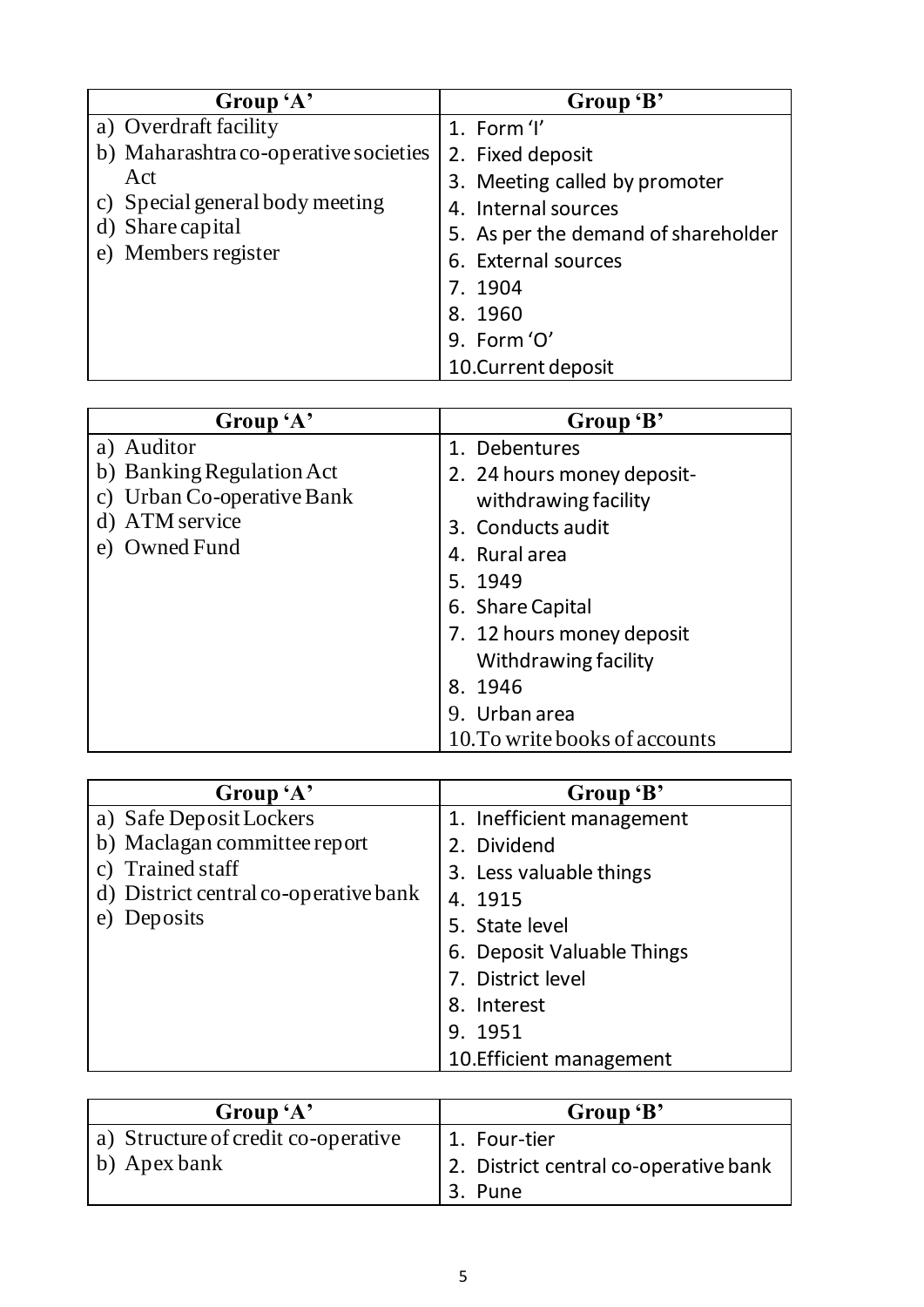| Group 'A' | Group 'B' |
|---|---|
| a) Overdraft facility | 1. Form 'I' |
| b) Maharashtra co-operative societies Act | 2. Fixed deposit |
| c) Special general body meeting | 3. Meeting called by promoter |
| d) Share capital | 4. Internal sources |
| e) Members register | 5. As per the demand of shareholder |
| | 6. External sources |
| | 7. 1904 |
| | 8. 1960 |
| | 9. Form 'O' |
| | 10. Current deposit |

| Group 'A' | Group 'B' |
|---|---|
| a) Auditor | 1. Debentures |
| b) Banking Regulation Act | 2. 24 hours money deposit-withdrawing facility |
| c) Urban Co-operative Bank | 3. Conducts audit |
| d) ATM service | 4. Rural area |
| e) Owned Fund | 5. 1949 |
| | 6. Share Capital |
| | 7. 12 hours money deposit Withdrawing facility |
| | 8. 1946 |
| | 9. Urban area |
| | 10. To write books of accounts |

| Group 'A' | Group 'B' |
|---|---|
| a) Safe Deposit Lockers | 1. Inefficient management |
| b) Maclagan committee report | 2. Dividend |
| c) Trained staff | 3. Less valuable things |
| d) District central co-operative bank | 4. 1915 |
| e) Deposits | 5. State level |
| | 6. Deposit Valuable Things |
| | 7. District level |
| | 8. Interest |
| | 9. 1951 |
| | 10. Efficient management |

| Group 'A' | Group 'B' |
|---|---|
| a) Structure of credit co-operative | 1. Four-tier |
| b) Apex bank | 2. District central co-operative bank |
| | 3. Pune |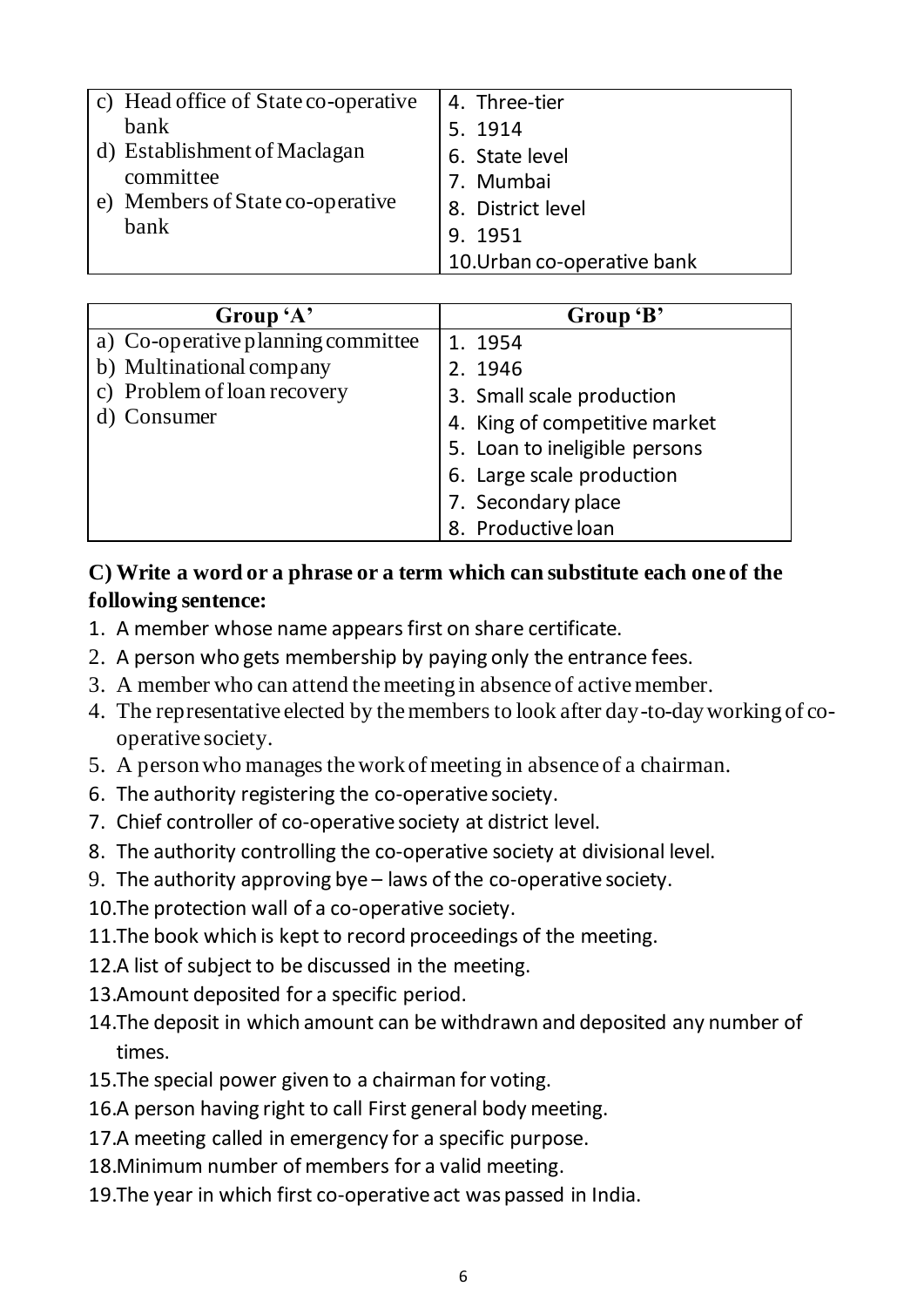| | |
|---|---|
| c) Head office of State co-operative bank<br>d) Establishment of Maclagan committee<br>e) Members of State co-operative bank | 4. Three-tier<br>5. 1914<br>6. State level<br>7. Mumbai<br>8. District level<br>9. 1951<br>10. Urban co-operative bank |

| Group 'A' | Group 'B' |
|---|---|
| a) Co-operative planning committee<br>b) Multinational company<br>c) Problem of loan recovery<br>d) Consumer | 1. 1954<br>2. 1946<br>3. Small scale production<br>4. King of competitive market<br>5. Loan to ineligible persons<br>6. Large scale production<br>7. Secondary place<br>8. Productive loan |

**C) Write a word or a phrase or a term which can substitute each one of the following sentence:**

1. A member whose name appears first on share certificate.
2. A person who gets membership by paying only the entrance fees.
3. A member who can attend the meeting in absence of active member.
4. The representative elected by the members to look after day-to-day working of co-operative society.
5. A person who manages the work of meeting in absence of a chairman.
6. The authority registering the co-operative society.
7. Chief controller of co-operative society at district level.
8. The authority controlling the co-operative society at divisional level.
9. The authority approving bye – laws of the co-operative society.
10. The protection wall of a co-operative society.
11. The book which is kept to record proceedings of the meeting.
12. A list of subject to be discussed in the meeting.
13. Amount deposited for a specific period.
14. The deposit in which amount can be withdrawn and deposited any number of times.
15. The special power given to a chairman for voting.
16. A person having right to call First general body meeting.
17. A meeting called in emergency for a specific purpose.
18. Minimum number of members for a valid meeting.
19. The year in which first co-operative act was passed in India.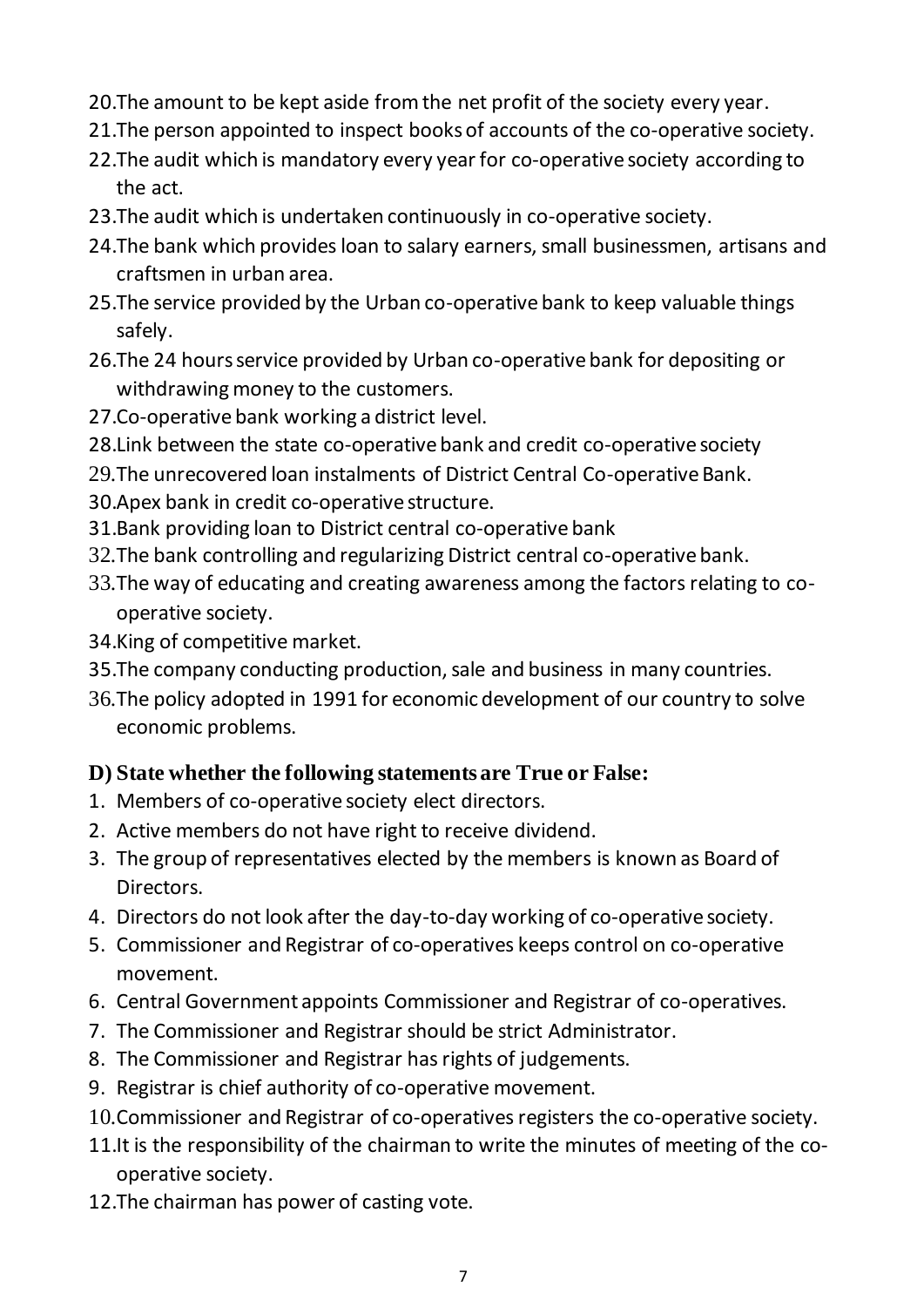20. The amount to be kept aside from the net profit of the society every year.
21. The person appointed to inspect books of accounts of the co-operative society.
22. The audit which is mandatory every year for co-operative society according to the act.
23. The audit which is undertaken continuously in co-operative society.
24. The bank which provides loan to salary earners, small businessmen, artisans and craftsmen in urban area.
25. The service provided by the Urban co-operative bank to keep valuable things safely.
26. The 24 hours service provided by Urban co-operative bank for depositing or withdrawing money to the customers.
27. Co-operative bank working a district level.
28. Link between the state co-operative bank and credit co-operative society
29. The unrecovered loan instalments of District Central Co-operative Bank.
30. Apex bank in credit co-operative structure.
31. Bank providing loan to District central co-operative bank
32. The bank controlling and regularizing District central co-operative bank.
33. The way of educating and creating awareness among the factors relating to co-operative society.
34. King of competitive market.
35. The company conducting production, sale and business in many countries.
36. The policy adopted in 1991 for economic development of our country to solve economic problems.

### D) State whether the following statements are True or False:

1. Members of co-operative society elect directors.
2. Active members do not have right to receive dividend.
3. The group of representatives elected by the members is known as Board of Directors.
4. Directors do not look after the day-to-day working of co-operative society.
5. Commissioner and Registrar of co-operatives keeps control on co-operative movement.
6. Central Government appoints Commissioner and Registrar of co-operatives.
7. The Commissioner and Registrar should be strict Administrator.
8. The Commissioner and Registrar has rights of judgements.
9. Registrar is chief authority of co-operative movement.
10. Commissioner and Registrar of co-operatives registers the co-operative society.
11. It is the responsibility of the chairman to write the minutes of meeting of the co-operative society.
12. The chairman has power of casting vote.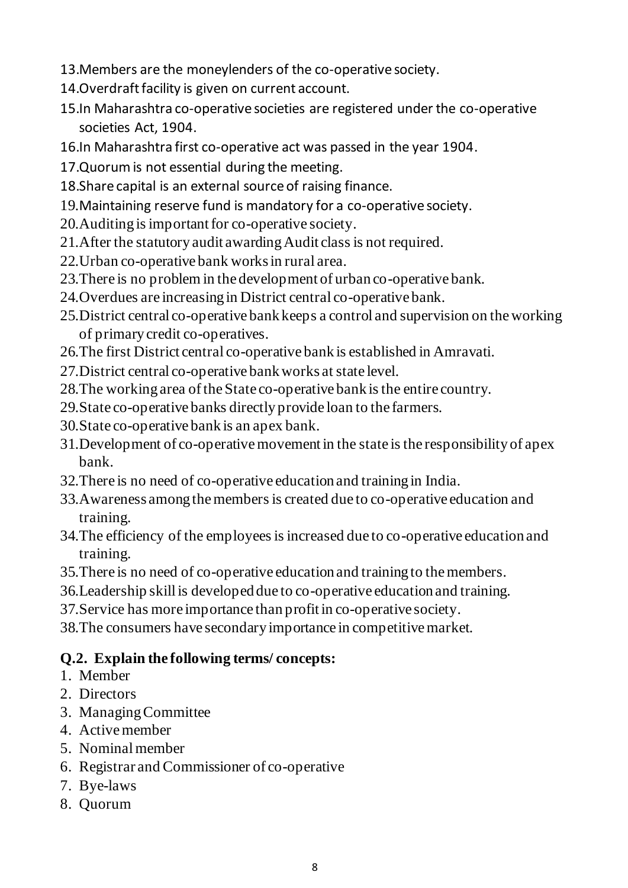13. Members are the moneylenders of the co-operative society.
14. Overdraft facility is given on current account.
15. In Maharashtra co-operative societies are registered under the co-operative societies Act, 1904.
16. In Maharashtra first co-operative act was passed in the year 1904.
17. Quorum is not essential during the meeting.
18. Share capital is an external source of raising finance.
19. Maintaining reserve fund is mandatory for a co-operative society.
20. Auditing is important for co-operative society.
21. After the statutory audit awarding Audit class is not required.
22. Urban co-operative bank works in rural area.
23. There is no problem in the development of urban co-operative bank.
24. Overdues are increasing in District central co-operative bank.
25. District central co-operative bank keeps a control and supervision on the working of primary credit co-operatives.
26. The first District central co-operative bank is established in Amravati.
27. District central co-operative bank works at state level.
28. The working area of the State co-operative bank is the entire country.
29. State co-operative banks directly provide loan to the farmers.
30. State co-operative bank is an apex bank.
31. Development of co-operative movement in the state is the responsibility of apex bank.
32. There is no need of co-operative education and training in India.
33. Awareness among the members is created due to co-operative education and training.
34. The efficiency of the employees is increased due to co-operative education and training.
35. There is no need of co-operative education and training to the members.
36. Leadership skill is developed due to co-operative education and training.
37. Service has more importance than profit in co-operative society.
38. The consumers have secondary importance in competitive market.

## Q.2. Explain the following terms/ concepts:

1. Member
2. Directors
3. Managing Committee
4. Active member
5. Nominal member
6. Registrar and Commissioner of co-operative
7. Bye-laws
8. Quorum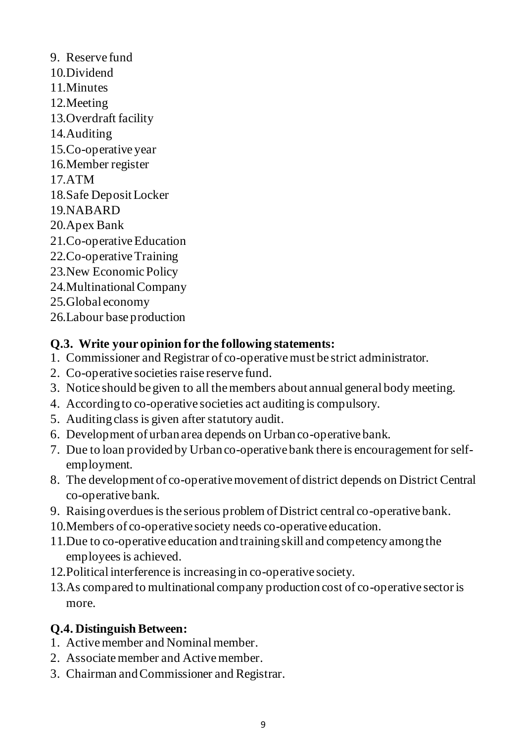9. Reserve fund
10. Dividend
11. Minutes
12. Meeting
13. Overdraft facility
14. Auditing
15. Co-operative year
16. Member register
17. ATM
18. Safe Deposit Locker
19. NABARD
20. Apex Bank
21. Co-operative Education
22. Co-operative Training
23. New Economic Policy
24. Multinational Company
25. Global economy
26. Labour base production

**Q.3. Write your opinion for the following statements:**

1. Commissioner and Registrar of co-operative must be strict administrator.
2. Co-operative societies raise reserve fund.
3. Notice should be given to all the members about annual general body meeting.
4. According to co-operative societies act auditing is compulsory.
5. Auditing class is given after statutory audit.
6. Development of urban area depends on Urban co-operative bank.
7. Due to loan provided by Urban co-operative bank there is encouragement for self-employment.
8. The development of co-operative movement of district depends on District Central co-operative bank.
9. Raising overdues is the serious problem of District central co-operative bank.
10. Members of co-operative society needs co-operative education.
11. Due to co-operative education and training skill and competency among the employees is achieved.
12. Political interference is increasing in co-operative society.
13. As compared to multinational company production cost of co-operative sector is more.

**Q.4. Distinguish Between:**

1. Active member and Nominal member.
2. Associate member and Active member.
3. Chairman and Commissioner and Registrar.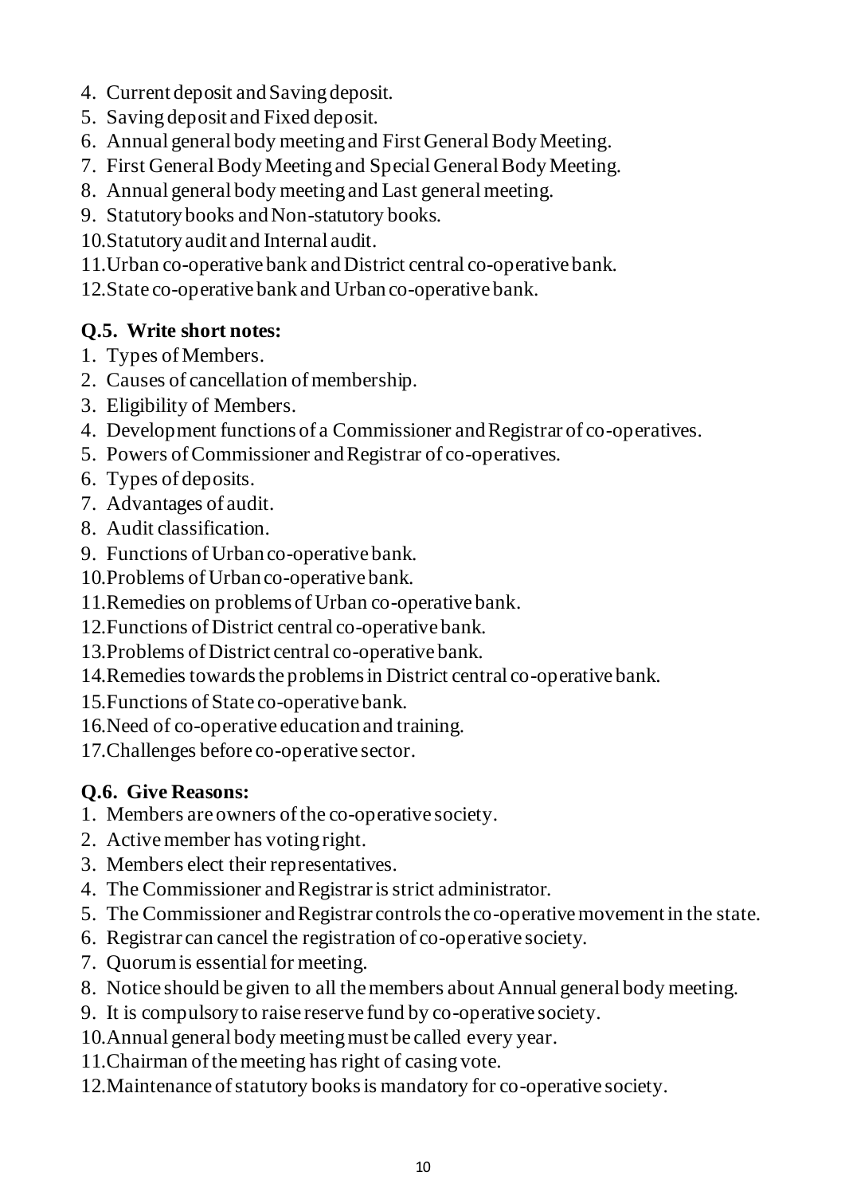4. Current deposit and Saving deposit.
5. Saving deposit and Fixed deposit.
6. Annual general body meeting and First General Body Meeting.
7. First General Body Meeting and Special General Body Meeting.
8. Annual general body meeting and Last general meeting.
9. Statutory books and Non-statutory books.
10. Statutory audit and Internal audit.
11. Urban co-operative bank and District central co-operative bank.
12. State co-operative bank and Urban co-operative bank.

**Q.5. Write short notes:**

1. Types of Members.
2. Causes of cancellation of membership.
3. Eligibility of Members.
4. Development functions of a Commissioner and Registrar of co-operatives.
5. Powers of Commissioner and Registrar of co-operatives.
6. Types of deposits.
7. Advantages of audit.
8. Audit classification.
9. Functions of Urban co-operative bank.
10. Problems of Urban co-operative bank.
11. Remedies on problems of Urban co-operative bank.
12. Functions of District central co-operative bank.
13. Problems of District central co-operative bank.
14. Remedies towards the problems in District central co-operative bank.
15. Functions of State co-operative bank.
16. Need of co-operative education and training.
17. Challenges before co-operative sector.

**Q.6. Give Reasons:**

1. Members are owners of the co-operative society.
2. Active member has voting right.
3. Members elect their representatives.
4. The Commissioner and Registrar is strict administrator.
5. The Commissioner and Registrar controls the co-operative movement in the state.
6. Registrar can cancel the registration of co-operative society.
7. Quorum is essential for meeting.
8. Notice should be given to all the members about Annual general body meeting.
9. It is compulsory to raise reserve fund by co-operative society.
10. Annual general body meeting must be called every year.
11. Chairman of the meeting has right of casing vote.
12. Maintenance of statutory books is mandatory for co-operative society.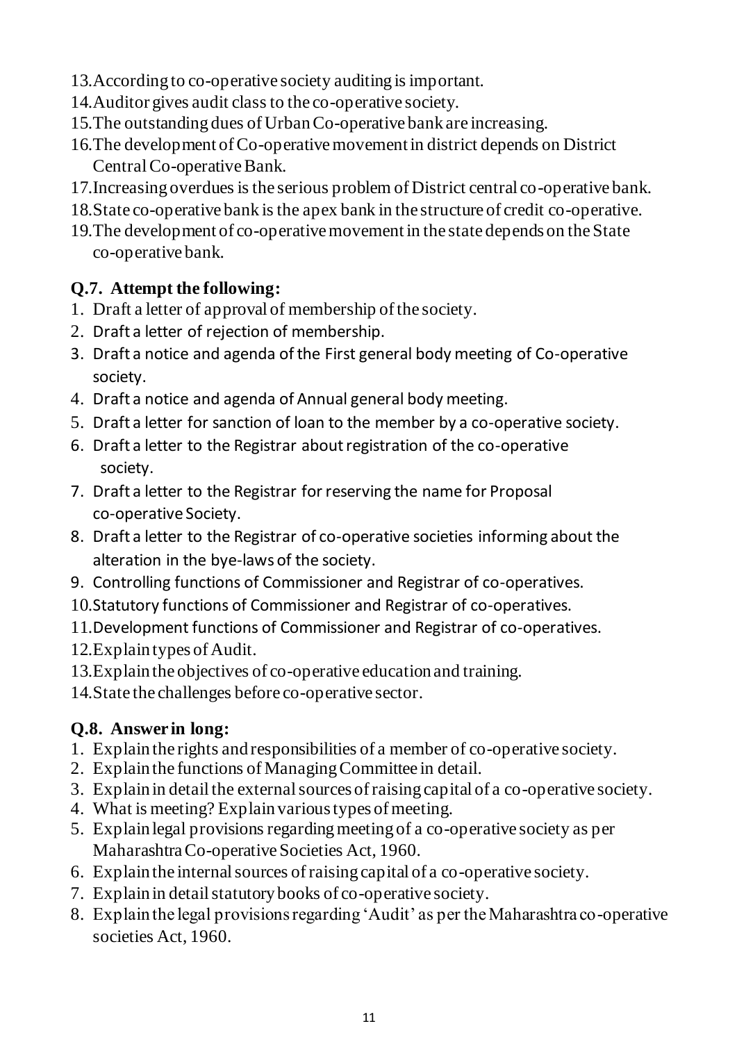13. According to co-operative society auditing is important.
14. Auditor gives audit class to the co-operative society.
15. The outstanding dues of Urban Co-operative bank are increasing.
16. The development of Co-operative movement in district depends on District Central Co-operative Bank.
17. Increasing overdues is the serious problem of District central co-operative bank.
18. State co-operative bank is the apex bank in the structure of credit co-operative.
19. The development of co-operative movement in the state depends on the State co-operative bank.

### Q.7. Attempt the following:

1. Draft a letter of approval of membership of the society.
2. Draft a letter of rejection of membership.
3. Draft a notice and agenda of the First general body meeting of Co-operative society.
4. Draft a notice and agenda of Annual general body meeting.
5. Draft a letter for sanction of loan to the member by a co-operative society.
6. Draft a letter to the Registrar about registration of the co-operative society.
7. Draft a letter to the Registrar for reserving the name for Proposal co-operative Society.
8. Draft a letter to the Registrar of co-operative societies informing about the alteration in the bye-laws of the society.
9. Controlling functions of Commissioner and Registrar of co-operatives.
10. Statutory functions of Commissioner and Registrar of co-operatives.
11. Development functions of Commissioner and Registrar of co-operatives.
12. Explain types of Audit.
13. Explain the objectives of co-operative education and training.
14. State the challenges before co-operative sector.

### Q.8. Answer in long:

1. Explain the rights and responsibilities of a member of co-operative society.
2. Explain the functions of Managing Committee in detail.
3. Explain in detail the external sources of raising capital of a co-operative society.
4. What is meeting? Explain various types of meeting.
5. Explain legal provisions regarding meeting of a co-operative society as per Maharashtra Co-operative Societies Act, 1960.
6. Explain the internal sources of raising capital of a co-operative society.
7. Explain in detail statutory books of co-operative society.
8. Explain the legal provisions regarding 'Audit' as per the Maharashtra co-operative societies Act, 1960.